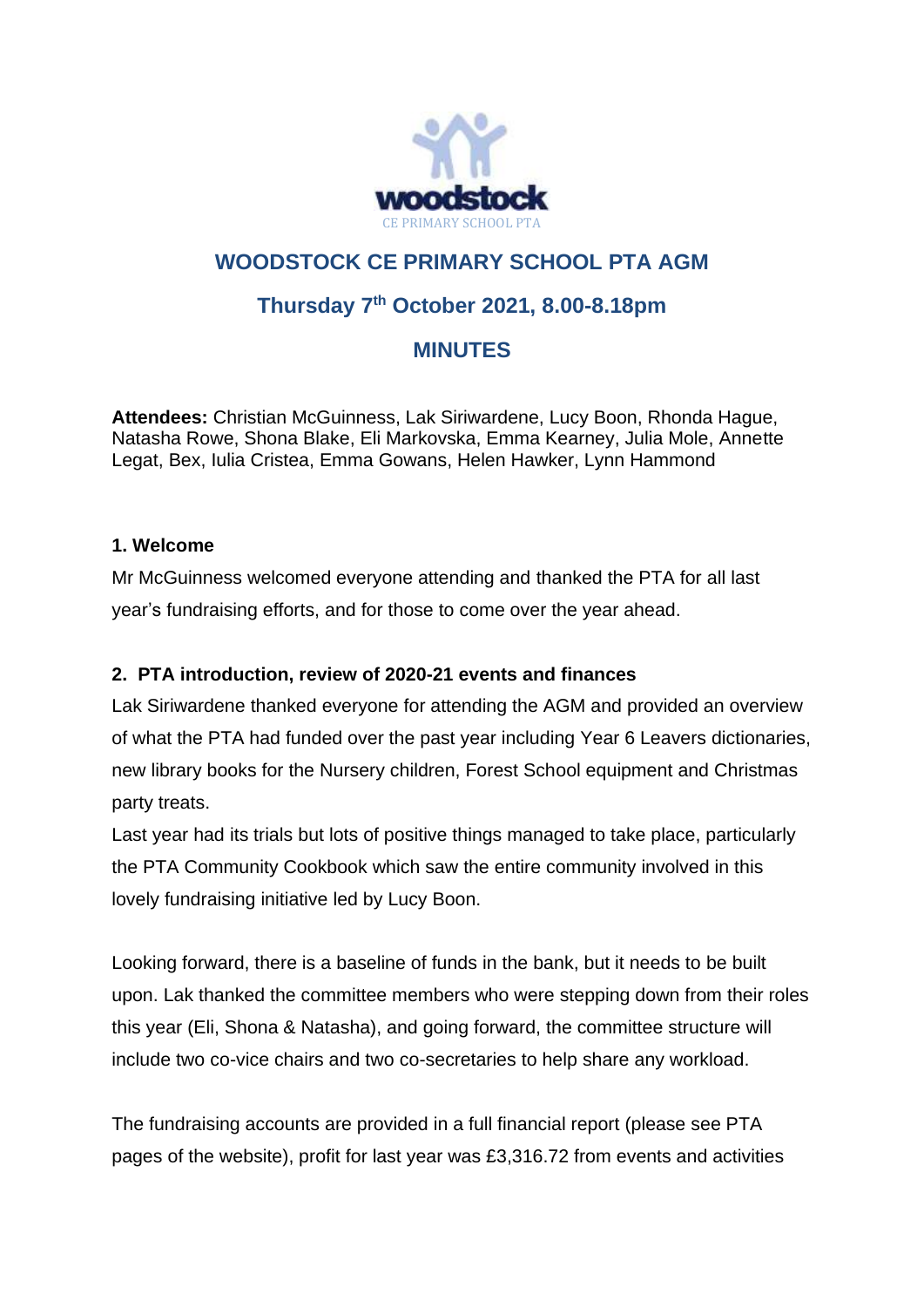# WOODSTOCK CE PRIMARY SCHOOL PTA AGM

## Thursday 7th October 2021, 8.00-8.18pm

## MINUTES

**Attendees:** Christian McGuinness, Lak Siriwardene, Lucy Boon, Rhonda Hague, Natasha Rowe, Shona Blake, Eli Markovska, Emma Kearney, Julia Mole, Annette Legat, Bex, Iulia Cristea, Emma Gowans, Helen Hawker, Lynn Hammond

**1. Welcome**

Mr McGuinness welcomed everyone attending and thanked the PTA for all last year's fundraising efforts, and for those to come over the year ahead.

**2. PTA introduction, review of 2020-21 events and finances**

Lak Siriwardene thanked everyone for attending the AGM and provided an overview of what the PTA had funded over the past year including Year 6 Leavers dictionaries, new library books for the Nursery children, Forest School equipment and Christmas party treats.

Last year had its trials but lots of positive things managed to take place, particularly the PTA Community Cookbook which saw the entire community involved in this lovely fundraising initiative led by Lucy Boon.

Looking forward, there is a baseline of funds in the bank, but it needs to be built upon. Lak thanked the committee members who were stepping down from their roles this year (Eli, Shona & Natasha), and going forward, the committee structure will include two co-vice chairs and two co-secretaries to help share any workload.

The fundraising accounts are provided in a full financial report (please see PTA pages of the website), profit for last year was £3,316.72 from events and activities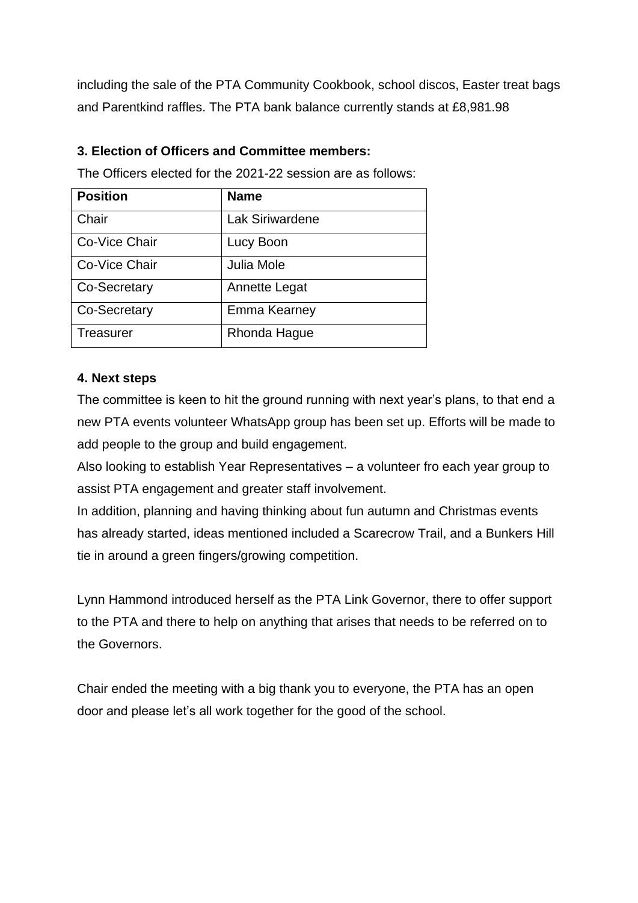including the sale of the PTA Community Cookbook, school discos, Easter treat bags and Parentkind raffles. The PTA bank balance currently stands at £8,981.98

**3. Election of Officers and Committee members:**

The Officers elected for the 2021-22 session are as follows:

| Position | Name |
|---|---|
| Chair | Lak Siriwardene |
| Co-Vice Chair | Lucy Boon |
| Co-Vice Chair | Julia Mole |
| Co-Secretary | Annette Legat |
| Co-Secretary | Emma Kearney |
| Treasurer | Rhonda Hague |

**4. Next steps**

The committee is keen to hit the ground running with next year's plans, to that end a new PTA events volunteer WhatsApp group has been set up. Efforts will be made to add people to the group and build engagement.

Also looking to establish Year Representatives – a volunteer fro each year group to assist PTA engagement and greater staff involvement.

In addition, planning and having thinking about fun autumn and Christmas events has already started, ideas mentioned included a Scarecrow Trail, and a Bunkers Hill tie in around a green fingers/growing competition.

Lynn Hammond introduced herself as the PTA Link Governor, there to offer support to the PTA and there to help on anything that arises that needs to be referred on to the Governors.

Chair ended the meeting with a big thank you to everyone, the PTA has an open door and please let's all work together for the good of the school.